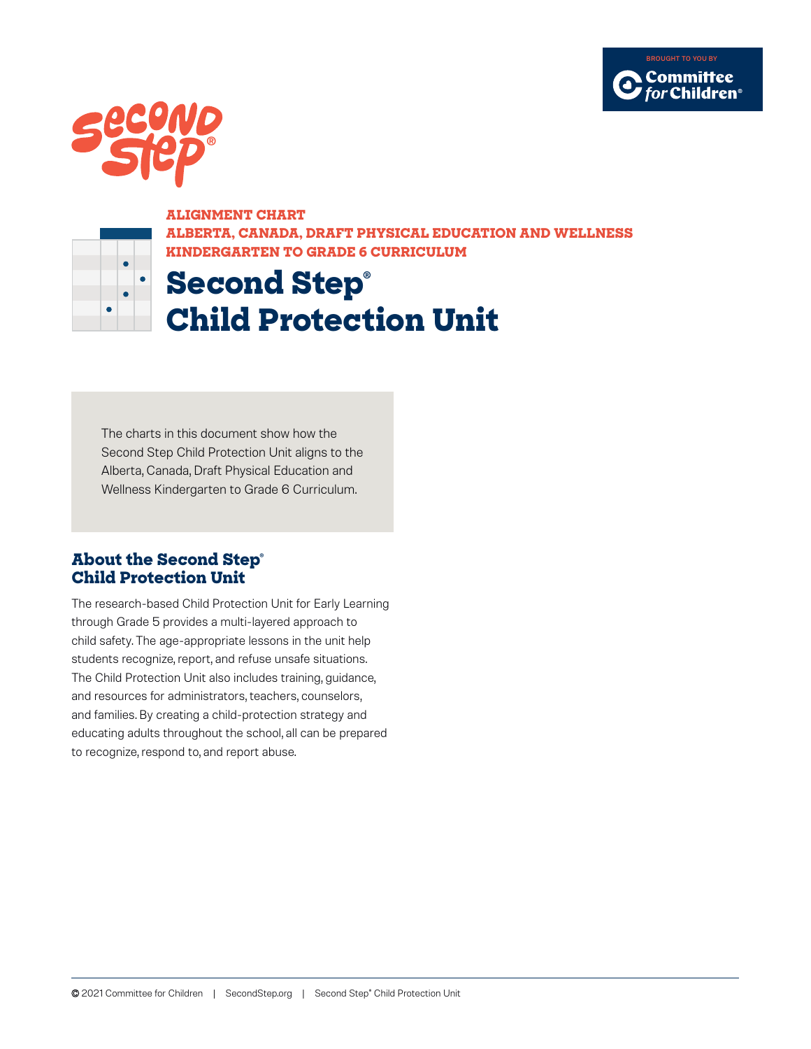BROUGHT TO YOU BY Committee for Children®

ALIGNMENT CHART

ALBERTA, CANADA, DRAFT PHYSICAL EDUCATION AND WELLNESS KINDERGARTEN TO GRADE 6 CURRICULUM

# Second Step® Child Protection Unit

The charts in this document show how the Second Step Child Protection Unit aligns to the Alberta, Canada, Draft Physical Education and Wellness Kindergarten to Grade 6 Curriculum.

## About the Second Step® Child Protection Unit

The research-based Child Protection Unit for Early Learning through Grade 5 provides a multi-layered approach to child safety. The age-appropriate lessons in the unit help students recognize, report, and refuse unsafe situations. The Child Protection Unit also includes training, guidance, and resources for administrators, teachers, counselors, and families. By creating a child-protection strategy and educating adults throughout the school, all can be prepared to recognize, respond to, and report abuse.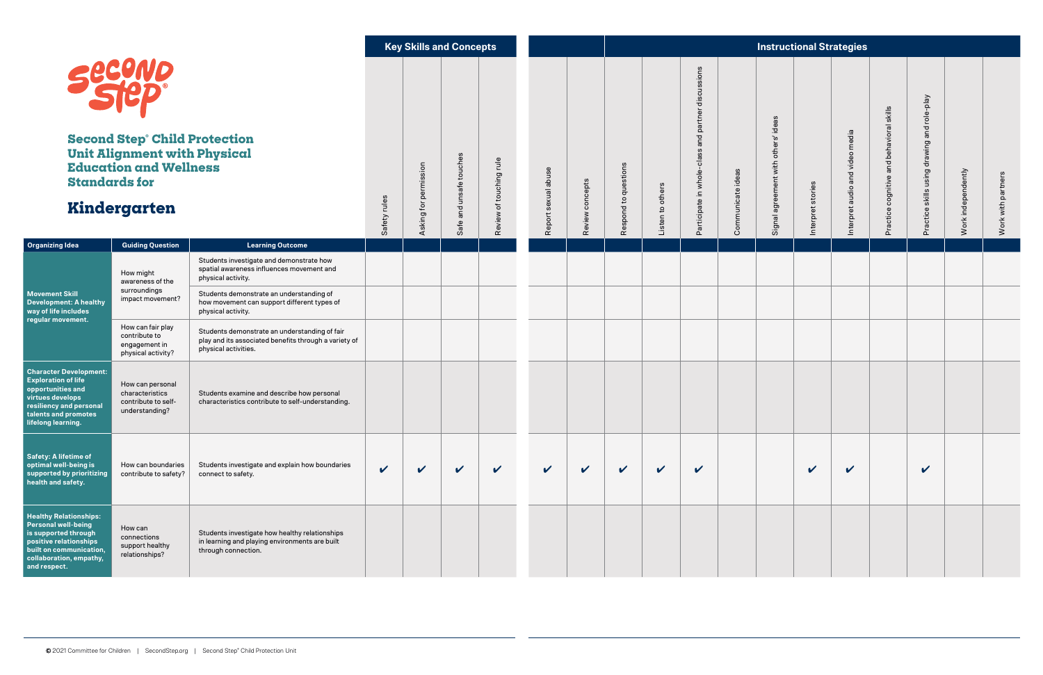# Second Step® Child Protection Unit Alignment with Physical Education and Wellness Standards for

# Kindergarten

| Organizing Idea | Guiding Question | Learning Outcome | Safety rules | Asking for permission | Safe and unsafe touches | Review of touching rule | Report sexual abuse | Review concepts | Respond to questions | Listen to others | Participate in whole-class and partner discussions | Communicate ideas | Signal agreement with others' ideas | Interpret stories | Interpret audio and video media | Practice cognitive and behavioral skills | Practice skills using drawing and role-play | Work independently | Work with partners |
|---|---|---|---|---|---|---|---|---|---|---|---|---|---|---|---|---|---|---|---|
| | | | **Key Skills and Concepts** | | | | **Instructional Strategies** | | | | | | | | | | | | |
| **Movement Skill Development: A healthy way of life includes regular movement.** | How might awareness of the surroundings impact movement? | Students investigate and demonstrate how spatial awareness influences movement and physical activity. | | | | | | | | | | | | | | | | | |
| | | Students demonstrate an understanding of how movement can support different types of physical activity. | | | | | | | | | | | | | | | | | |
| | How can fair play contribute to engagement in physical activity? | Students demonstrate an understanding of fair play and its associated benefits through a variety of physical activities. | | | | | | | | | | | | | | | | | |
| **Character Development: Exploration of life opportunities and virtues develops resiliency and personal talents and promotes lifelong learning.** | How can personal characteristics contribute to self-understanding? | Students examine and describe how personal characteristics contribute to self-understanding. | | | | | | | | | | | | | | | | | |
| **Safety: A lifetime of optimal well-being is supported by prioritizing health and safety.** | How can boundaries contribute to safety? | Students investigate and explain how boundaries connect to safety. | ✔ | ✔ | ✔ | ✔ | ✔ | ✔ | ✔ | ✔ | ✔ | | | ✔ | ✔ | | ✔ | | |
| **Healthy Relationships: Personal well-being is supported through positive relationships built on communication, collaboration, empathy, and respect.** | How can connections support healthy relationships? | Students investigate how healthy relationships in learning and playing environments are built through connection. | | | | | | | | | | | | | | | | | |

© 2021 Committee for Children | SecondStep.org | Second Step® Child Protection Unit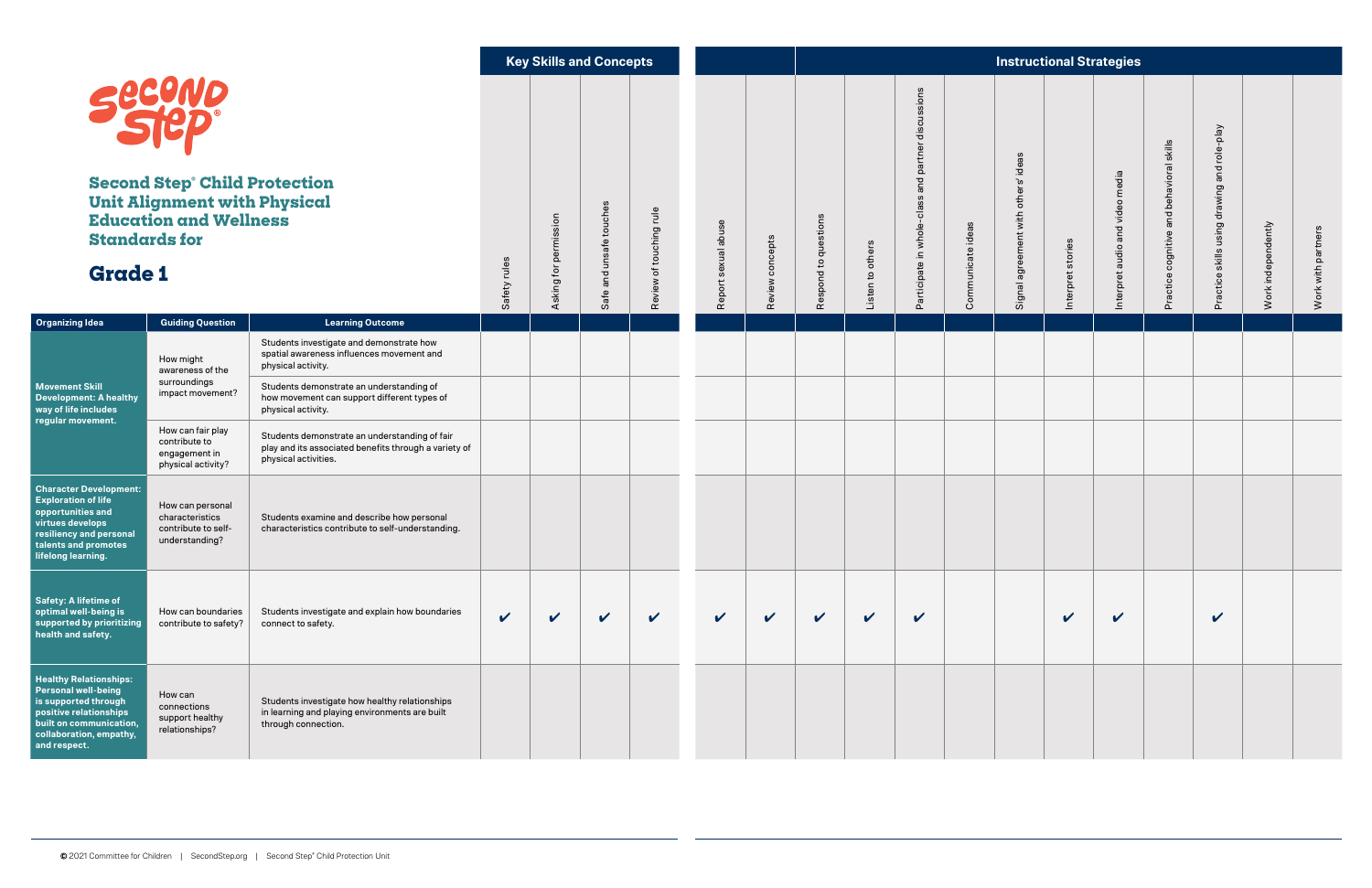# Second Step® Child Protection Unit Alignment with Physical Education and Wellness Standards for

## Grade 1

| Organizing Idea | Guiding Question | Learning Outcome | Key Skills and Concepts: Safety rules | Key Skills and Concepts: Asking for permission | Key Skills and Concepts: Safe and unsafe touches | Key Skills and Concepts: Review of touching rule | Report sexual abuse | Review concepts | Instructional Strategies: Respond to questions | Instructional Strategies: Listen to others | Instructional Strategies: Participate in whole-class and partner discussions | Instructional Strategies: Communicate ideas | Instructional Strategies: Signal agreement with others' ideas | Instructional Strategies: Interpret stories | Instructional Strategies: Interpret audio and video media | Instructional Strategies: Practice cognitive and behavioral skills | Instructional Strategies: Practice skills using drawing and role-play | Instructional Strategies: Work independently | Instructional Strategies: Work with partners |
|---|---|---|---|---|---|---|---|---|---|---|---|---|---|---|---|---|---|---|---|
| **Movement Skill Development: A healthy way of life includes regular movement.** | How might awareness of the surroundings impact movement? | Students investigate and demonstrate how spatial awareness influences movement and physical activity. | | | | | | | | | | | | | | | | | |
| | | Students demonstrate an understanding of how movement can support different types of physical activity. | | | | | | | | | | | | | | | | | |
| | How can fair play contribute to engagement in physical activity? | Students demonstrate an understanding of fair play and its associated benefits through a variety of physical activities. | | | | | | | | | | | | | | | | | |
| **Character Development: Exploration of life opportunities and virtues develops resiliency and personal talents and promotes lifelong learning.** | How can personal characteristics contribute to self-understanding? | Students examine and describe how personal characteristics contribute to self-understanding. | | | | | | | | | | | | | | | | | |
| **Safety: A lifetime of optimal well-being is supported by prioritizing health and safety.** | How can boundaries contribute to safety? | Students investigate and explain how boundaries connect to safety. | ✔ | ✔ | ✔ | ✔ | ✔ | ✔ | ✔ | ✔ | ✔ | | | ✔ | ✔ | | ✔ | | |
| **Healthy Relationships: Personal well-being is supported through positive relationships built on communication, collaboration, empathy, and respect.** | How can connections support healthy relationships? | Students investigate how healthy relationships in learning and playing environments are built through connection. | | | | | | | | | | | | | | | | | |

© 2021 Committee for Children | SecondStep.org | Second Step® Child Protection Unit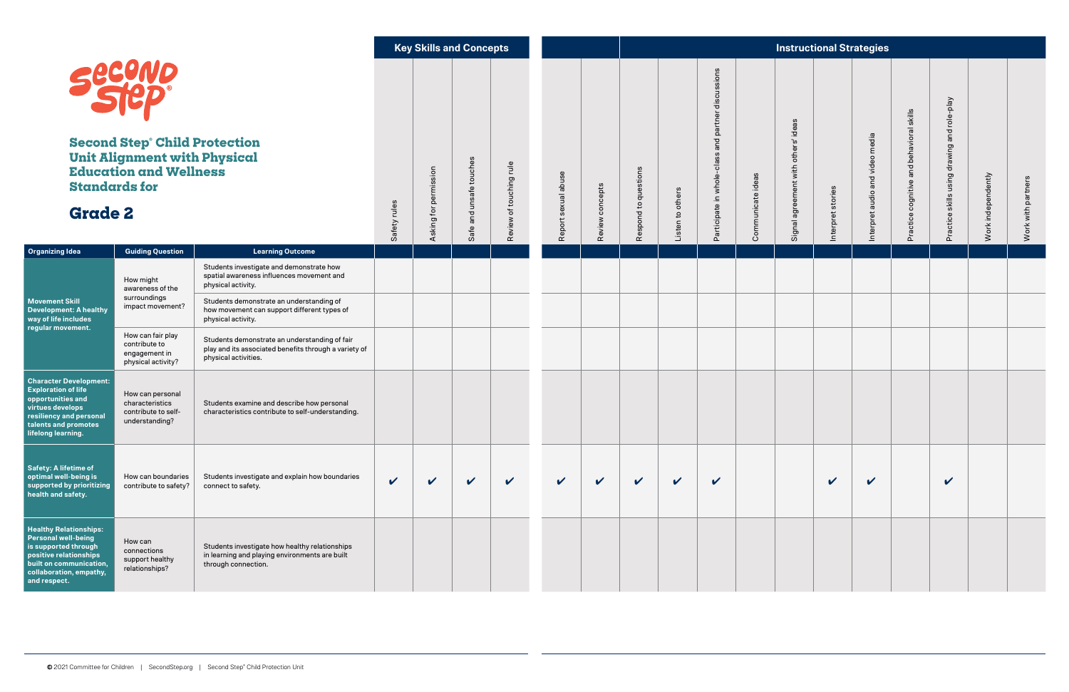# Second Step® Child Protection Unit Alignment with Physical Education and Wellness Standards for

## Grade 2

| Organizing Idea | Guiding Question | Learning Outcome | Key Skills and Concepts: Safety rules | Key Skills and Concepts: Asking for permission | Key Skills and Concepts: Safe and unsafe touches | Key Skills and Concepts: Review of touching rule | Instructional Strategies: Report sexual abuse | Instructional Strategies: Review concepts | Instructional Strategies: Respond to questions | Instructional Strategies: Listen to others | Instructional Strategies: Participate in whole-class and partner discussions | Instructional Strategies: Communicate ideas | Instructional Strategies: Signal agreement with others' ideas | Instructional Strategies: Interpret stories | Instructional Strategies: Interpret audio and video media | Instructional Strategies: Practice cognitive and behavioral skills | Instructional Strategies: Practice skills using drawing and role-play | Instructional Strategies: Work independently | Instructional Strategies: Work with partners |
|---|---|---|---|---|---|---|---|---|---|---|---|---|---|---|---|---|---|---|---|
| **Movement Skill Development: A healthy way of life includes regular movement.** | How might awareness of the surroundings impact movement? | Students investigate and demonstrate how spatial awareness influences movement and physical activity. | | | | | | | | | | | | | | | | | |
| | | Students demonstrate an understanding of how movement can support different types of physical activity. | | | | | | | | | | | | | | | | | |
| | How can fair play contribute to engagement in physical activity? | Students demonstrate an understanding of fair play and its associated benefits through a variety of physical activities. | | | | | | | | | | | | | | | | | |
| **Character Development: Exploration of life opportunities and virtues develops resiliency and personal talents and promotes lifelong learning.** | How can personal characteristics contribute to self-understanding? | Students examine and describe how personal characteristics contribute to self-understanding. | | | | | | | | | | | | | | | | | |
| **Safety: A lifetime of optimal well-being is supported by prioritizing health and safety.** | How can boundaries contribute to safety? | Students investigate and explain how boundaries connect to safety. | ✔ | ✔ | ✔ | ✔ | ✔ | ✔ | ✔ | ✔ | ✔ | | | ✔ | ✔ | | ✔ | | |
| **Healthy Relationships: Personal well-being is supported through positive relationships built on communication, collaboration, empathy, and respect.** | How can connections support healthy relationships? | Students investigate how healthy relationships in learning and playing environments are built through connection. | | | | | | | | | | | | | | | | | |

© 2021 Committee for Children | SecondStep.org | Second Step® Child Protection Unit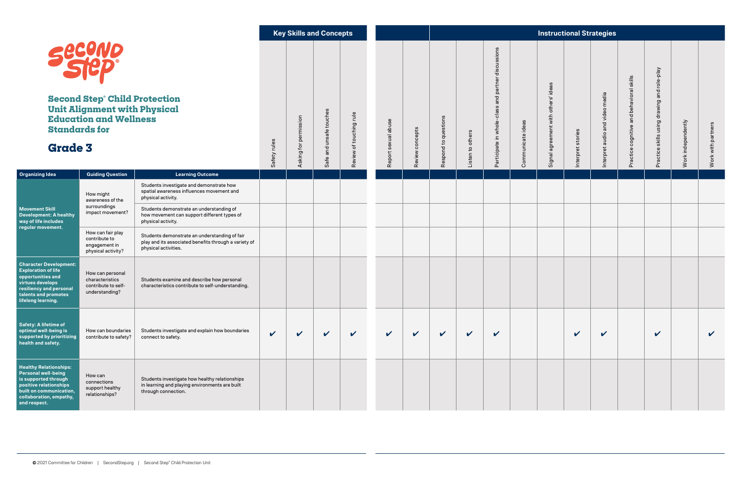# Second Step® Child Protection Unit Alignment with Physical Education and Wellness Standards for

## Grade 3

| Organizing Idea | Guiding Question | Learning Outcome | Safety rules | Asking for permission | Safe and unsafe touches | Review of touching rule | Report sexual abuse | Review concepts | Respond to questions | Listen to others | Participate in whole-class and partner discussions | Communicate ideas | Signal agreement with others' ideas | Interpret stories | Interpret audio and video media | Practice cognitive and behavioral skills | Practice skills using drawing and role-play | Work independently | Work with partners |
|---|---|---|---|---|---|---|---|---|---|---|---|---|---|---|---|---|---|---|---|
| | | | **Key Skills and Concepts** | | | | **Instructional Strategies** | | | | | | | | | | | | |
| **Movement Skill Development: A healthy way of life includes regular movement.** | How might awareness of the surroundings impact movement? | Students investigate and demonstrate how spatial awareness influences movement and physical activity. | | | | | | | | | | | | | | | | | |
| | | Students demonstrate an understanding of how movement can support different types of physical activity. | | | | | | | | | | | | | | | | | |
| | How can fair play contribute to engagement in physical activity? | Students demonstrate an understanding of fair play and its associated benefits through a variety of physical activities. | | | | | | | | | | | | | | | | | |
| **Character Development: Exploration of life opportunities and virtues develops resiliency and personal talents and promotes lifelong learning.** | How can personal characteristics contribute to self-understanding? | Students examine and describe how personal characteristics contribute to self-understanding. | | | | | | | | | | | | | | | | | |
| **Safety: A lifetime of optimal well-being is supported by prioritizing health and safety.** | How can boundaries contribute to safety? | Students investigate and explain how boundaries connect to safety. | ✔ | ✔ | ✔ | ✔ | ✔ | ✔ | ✔ | ✔ | ✔ | | | ✔ | ✔ | | ✔ | | ✔ |
| **Healthy Relationships: Personal well-being is supported through positive relationships built on communication, collaboration, empathy, and respect.** | How can connections support healthy relationships? | Students investigate how healthy relationships in learning and playing environments are built through connection. | | | | | | | | | | | | | | | | | |

© 2021 Committee for Children | SecondStep.org | Second Step® Child Protection Unit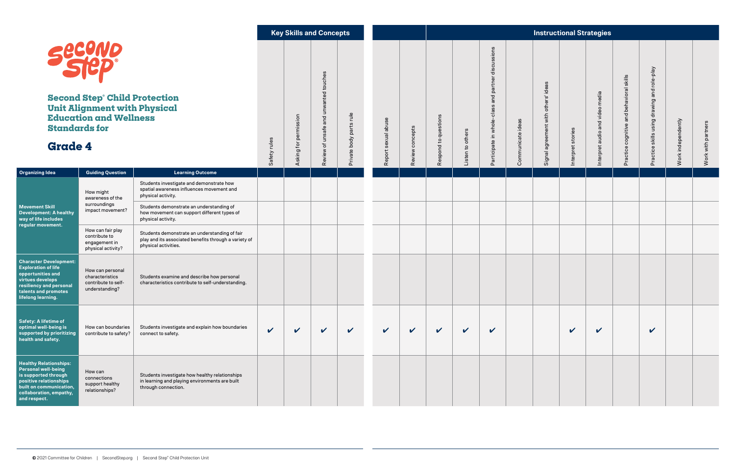# Second Step® Child Protection Unit Alignment with Physical Education and Wellness Standards for

## Grade 4

| Organizing Idea | Guiding Question | Learning Outcome | Key Skills and Concepts: Safety rules | Key Skills and Concepts: Asking for permission | Key Skills and Concepts: Review of unsafe and unwanted touches | Key Skills and Concepts: Private body parts rule | Instructional Strategies: Report sexual abuse | Instructional Strategies: Review concepts | Instructional Strategies: Respond to questions | Instructional Strategies: Listen to others | Instructional Strategies: Participate in whole-class and partner discussions | Instructional Strategies: Communicate ideas | Instructional Strategies: Signal agreement with others' ideas | Instructional Strategies: Interpret stories | Instructional Strategies: Interpret audio and video media | Instructional Strategies: Practice cognitive and behavioral skills | Instructional Strategies: Practice skills using drawing and role-play | Instructional Strategies: Work independently | Instructional Strategies: Work with partners |
|---|---|---|---|---|---|---|---|---|---|---|---|---|---|---|---|---|---|---|---|
| **Movement Skill Development: A healthy way of life includes regular movement.** | How might awareness of the surroundings impact movement? | Students investigate and demonstrate how spatial awareness influences movement and physical activity. | | | | | | | | | | | | | | | | | |
| | | Students demonstrate an understanding of how movement can support different types of physical activity. | | | | | | | | | | | | | | | | | |
| | How can fair play contribute to engagement in physical activity? | Students demonstrate an understanding of fair play and its associated benefits through a variety of physical activities. | | | | | | | | | | | | | | | | | |
| **Character Development: Exploration of life opportunities and virtues develops resiliency and personal talents and promotes lifelong learning.** | How can personal characteristics contribute to self-understanding? | Students examine and describe how personal characteristics contribute to self-understanding. | | | | | | | | | | | | | | | | | |
| **Safety: A lifetime of optimal well-being is supported by prioritizing health and safety.** | How can boundaries contribute to safety? | Students investigate and explain how boundaries connect to safety. | ✔ | ✔ | ✔ | ✔ | ✔ | ✔ | ✔ | ✔ | ✔ | | | ✔ | ✔ | | ✔ | | |
| **Healthy Relationships: Personal well-being is supported through positive relationships built on communication, collaboration, empathy, and respect.** | How can connections support healthy relationships? | Students investigate how healthy relationships in learning and playing environments are built through connection. | | | | | | | | | | | | | | | | | |

© 2021 Committee for Children | SecondStep.org | Second Step® Child Protection Unit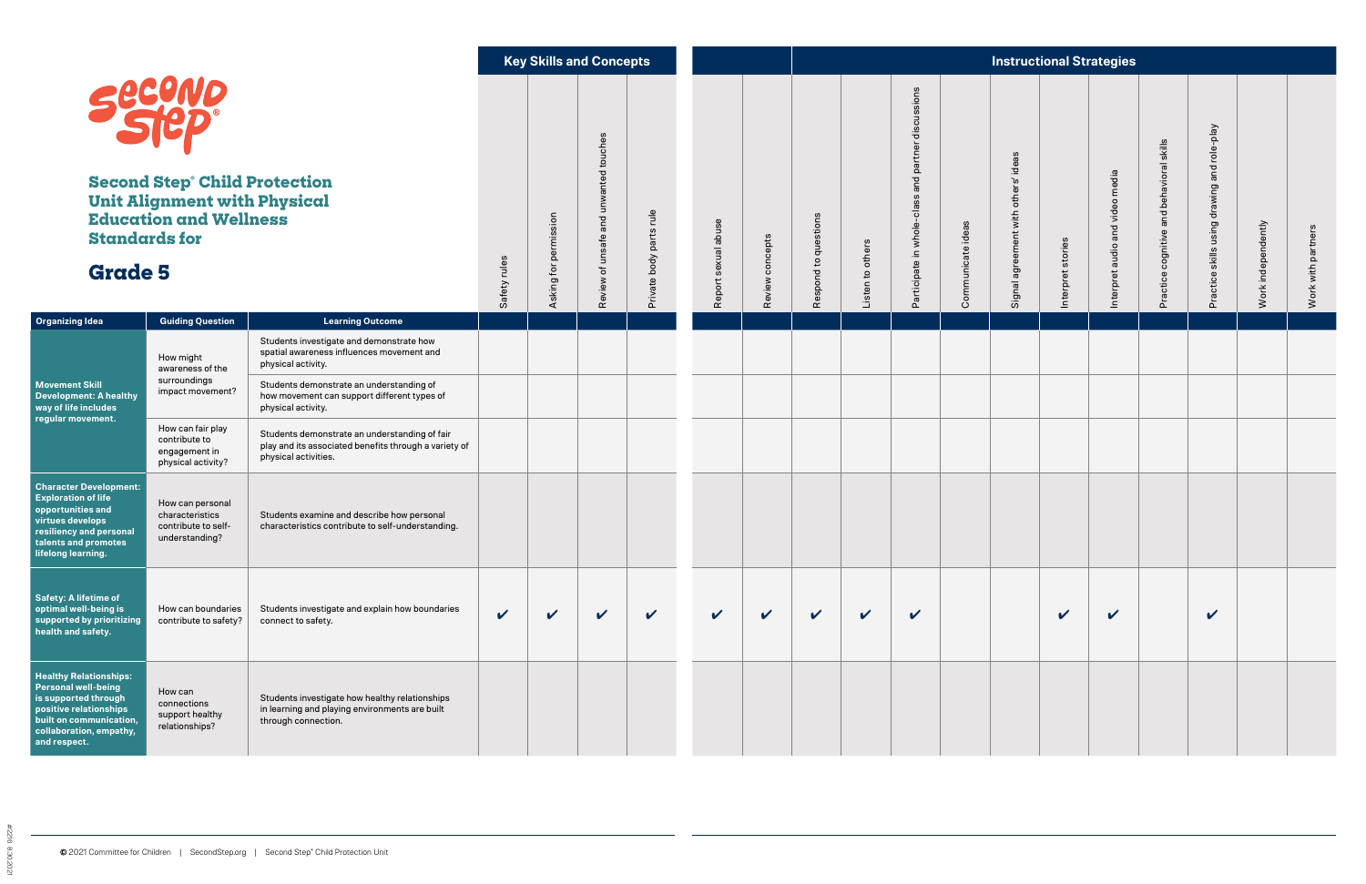# Second Step® Child Protection Unit Alignment with Physical Education and Wellness Standards for

## Grade 5

| | | | Key Skills and Concepts | | | | Instructional Strategies | | | | | | | | | | | | | |
|---|---|---|---|---|---|---|---|---|---|---|---|---|---|---|---|---|---|---|---|---|
| **Organizing Idea** | **Guiding Question** | **Learning Outcome** | Safety rules | Asking for permission | Review of unsafe and unwanted touches | Private body parts rule | Report sexual abuse | Review concepts | Respond to questions | Listen to others | Participate in whole-class and partner discussions | Communicate ideas | Signal agreement with others' ideas | Interpret stories | Interpret audio and video media | Practice cognitive and behavioral skills | Practice skills using drawing and role-play | Work independently | Work with partners |
| **Movement Skill Development: A healthy way of life includes regular movement.** | How might awareness of the surroundings impact movement? | Students investigate and demonstrate how spatial awareness influences movement and physical activity. | | | | | | | | | | | | | | | | | |
| | | Students demonstrate an understanding of how movement can support different types of physical activity. | | | | | | | | | | | | | | | | | |
| | How can fair play contribute to engagement in physical activity? | Students demonstrate an understanding of fair play and its associated benefits through a variety of physical activities. | | | | | | | | | | | | | | | | | |
| **Character Development: Exploration of life opportunities and virtues develops resiliency and personal talents and promotes lifelong learning.** | How can personal characteristics contribute to self-understanding? | Students examine and describe how personal characteristics contribute to self-understanding. | | | | | | | | | | | | | | | | | |
| **Safety: A lifetime of optimal well-being is supported by prioritizing health and safety.** | How can boundaries contribute to safety? | Students investigate and explain how boundaries connect to safety. | ✔ | ✔ | ✔ | ✔ | ✔ | ✔ | ✔ | ✔ | ✔ | | | ✔ | ✔ | | ✔ | | |
| **Healthy Relationships: Personal well-being is supported through positive relationships built on communication, collaboration, empathy, and respect.** | How can connections support healthy relationships? | Students investigate how healthy relationships in learning and playing environments are built through connection. | | | | | | | | | | | | | | | | | |

© 2021 Committee for Children | SecondStep.org | Second Step® Child Protection Unit